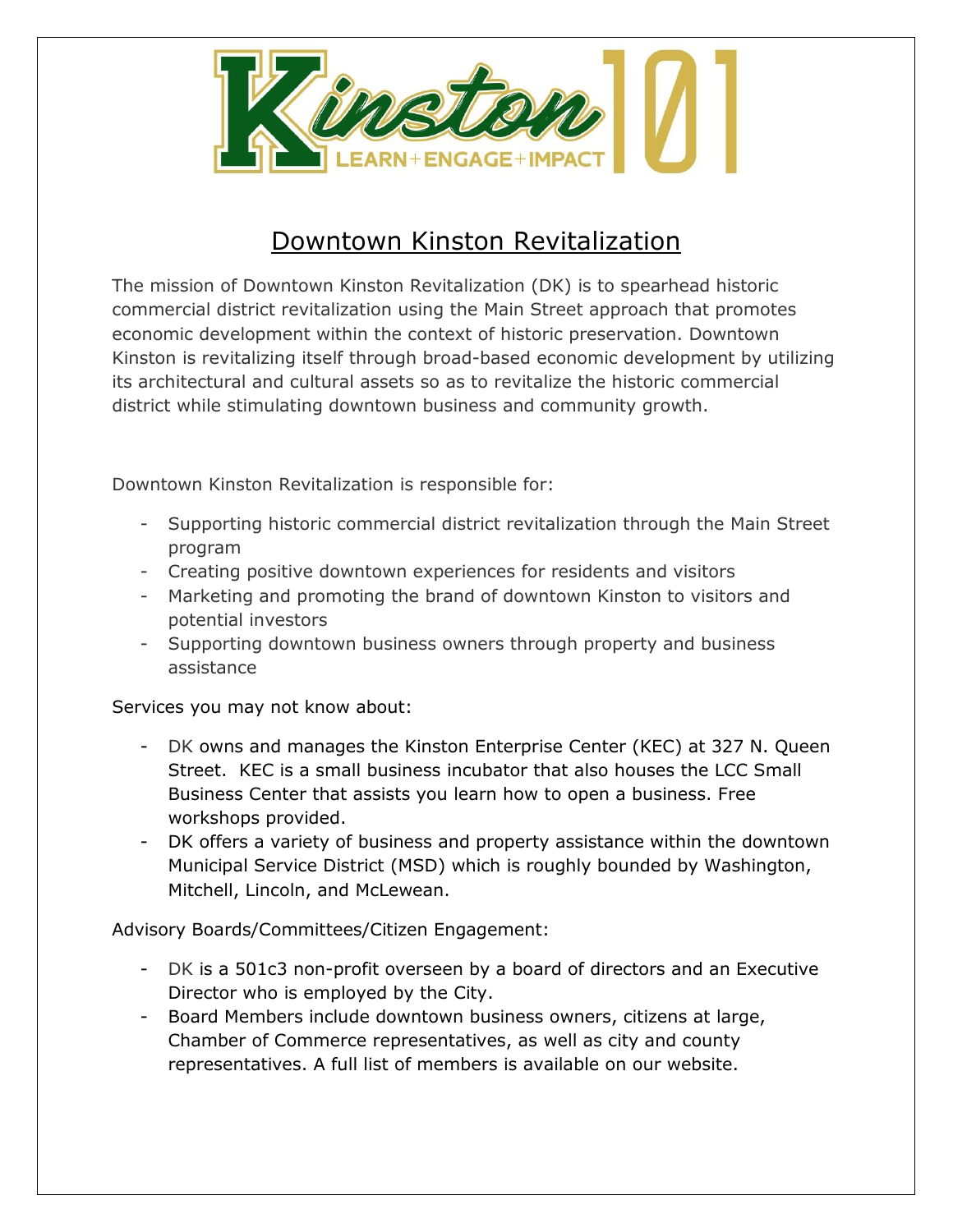Kinston 101
LEARN+ENGAGE+IMPACT

# Downtown Kinston Revitalization

The mission of Downtown Kinston Revitalization (DK) is to spearhead historic commercial district revitalization using the Main Street approach that promotes economic development within the context of historic preservation. Downtown Kinston is revitalizing itself through broad-based economic development by utilizing its architectural and cultural assets so as to revitalize the historic commercial district while stimulating downtown business and community growth.

Downtown Kinston Revitalization is responsible for:

- Supporting historic commercial district revitalization through the Main Street program
- Creating positive downtown experiences for residents and visitors
- Marketing and promoting the brand of downtown Kinston to visitors and potential investors
- Supporting downtown business owners through property and business assistance

Services you may not know about:

- DK owns and manages the Kinston Enterprise Center (KEC) at 327 N. Queen Street. KEC is a small business incubator that also houses the LCC Small Business Center that assists you learn how to open a business. Free workshops provided.
- DK offers a variety of business and property assistance within the downtown Municipal Service District (MSD) which is roughly bounded by Washington, Mitchell, Lincoln, and McLewean.

Advisory Boards/Committees/Citizen Engagement:

- DK is a 501c3 non-profit overseen by a board of directors and an Executive Director who is employed by the City.
- Board Members include downtown business owners, citizens at large, Chamber of Commerce representatives, as well as city and county representatives. A full list of members is available on our website.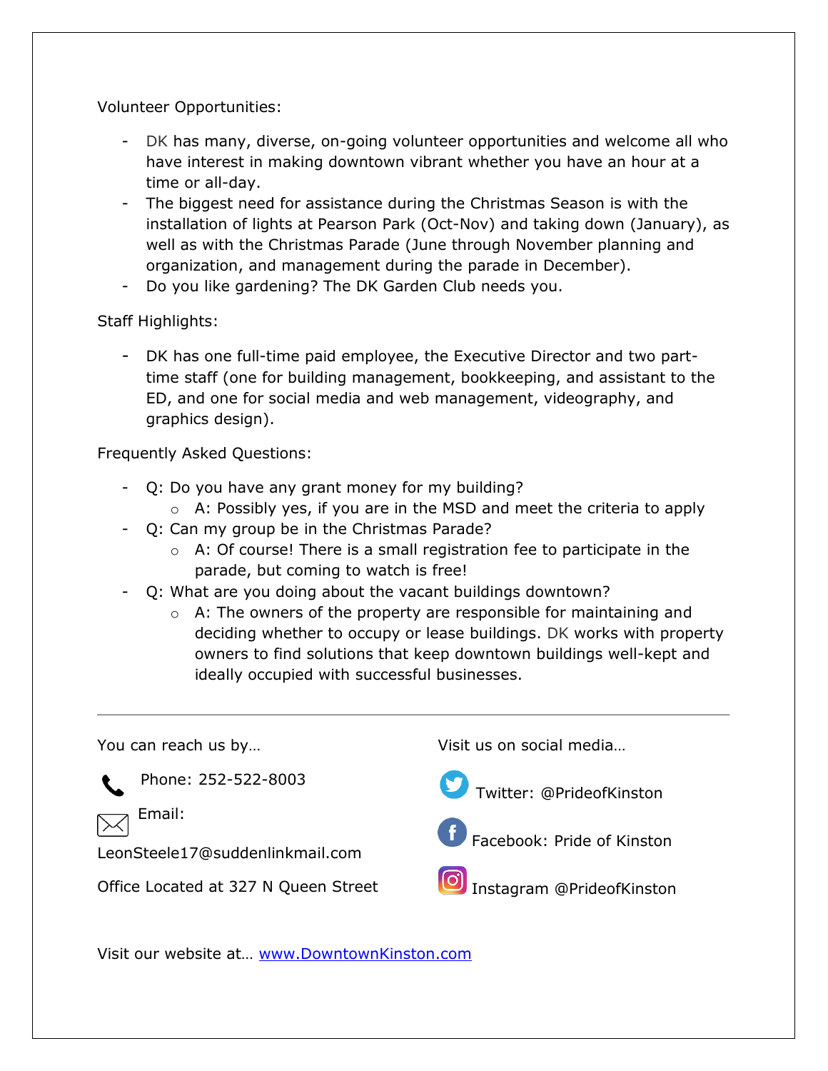Volunteer Opportunities:

- DK has many, diverse, on-going volunteer opportunities and welcome all who have interest in making downtown vibrant whether you have an hour at a time or all-day.
- The biggest need for assistance during the Christmas Season is with the installation of lights at Pearson Park (Oct-Nov) and taking down (January), as well as with the Christmas Parade (June through November planning and organization, and management during the parade in December).
- Do you like gardening? The DK Garden Club needs you.

Staff Highlights:

- DK has one full-time paid employee, the Executive Director and two part-time staff (one for building management, bookkeeping, and assistant to the ED, and one for social media and web management, videography, and graphics design).

Frequently Asked Questions:

- Q: Do you have any grant money for my building?
  - A: Possibly yes, if you are in the MSD and meet the criteria to apply
- Q: Can my group be in the Christmas Parade?
  - A: Of course! There is a small registration fee to participate in the parade, but coming to watch is free!
- Q: What are you doing about the vacant buildings downtown?
  - A: The owners of the property are responsible for maintaining and deciding whether to occupy or lease buildings. DK works with property owners to find solutions that keep downtown buildings well-kept and ideally occupied with successful businesses.

---

You can reach us by…

Phone: 252-522-8003

Email: LeonSteele17@suddenlinkmail.com

Office Located at 327 N Queen Street

Visit us on social media…

Twitter: @PrideofKinston

Facebook: Pride of Kinston

Instagram @PrideofKinston

Visit our website at… [www.DowntownKinston.com](http://www.DowntownKinston.com)